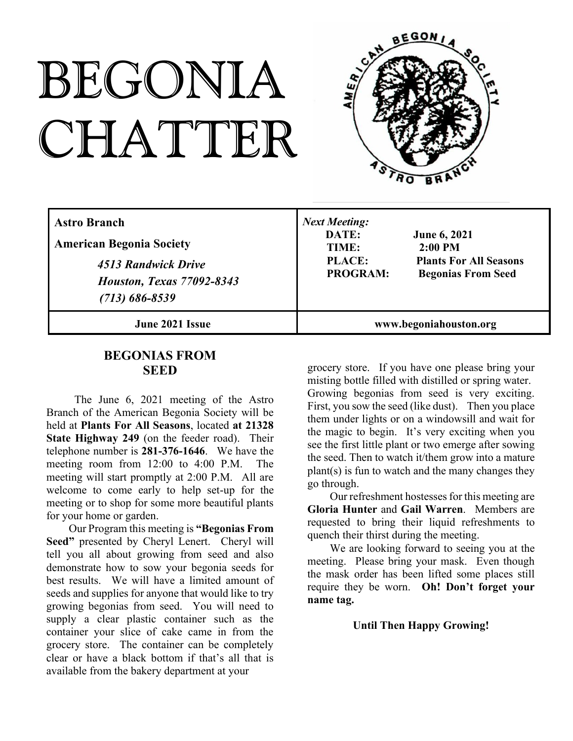# BEGONIA CHATTER

| **Astro Branch**<br>**American Begonia Society**<br>*4513 Randwick Drive*<br>*Houston, Texas 77092-8343*<br>*(713) 686-8539* | ***Next Meeting:***<br>**DATE:** **June 6, 2021**<br>**TIME:** **2:00 PM**<br>**PLACE:** **Plants For All Seasons**<br>**PROGRAM:** **Begonias From Seed** |
|---|---|
| **June 2021 Issue** | **www.begoniahouston.org** |

## BEGONIAS FROM SEED

The June 6, 2021 meeting of the Astro Branch of the American Begonia Society will be held at **Plants For All Seasons**, located **at 21328 State Highway 249** (on the feeder road). Their telephone number is **281-376-1646**. We have the meeting room from 12:00 to 4:00 P.M. The meeting will start promptly at 2:00 P.M. All are welcome to come early to help set-up for the meeting or to shop for some more beautiful plants for your home or garden.

Our Program this meeting is **"Begonias From Seed"** presented by Cheryl Lenert. Cheryl will tell you all about growing from seed and also demonstrate how to sow your begonia seeds for best results. We will have a limited amount of seeds and supplies for anyone that would like to try growing begonias from seed. You will need to supply a clear plastic container such as the container your slice of cake came in from the grocery store. The container can be completely clear or have a black bottom if that's all that is available from the bakery department at your grocery store. If you have one please bring your misting bottle filled with distilled or spring water. Growing begonias from seed is very exciting. First, you sow the seed (like dust). Then you place them under lights or on a windowsill and wait for the magic to begin. It's very exciting when you see the first little plant or two emerge after sowing the seed. Then to watch it/them grow into a mature plant(s) is fun to watch and the many changes they go through.

Our refreshment hostesses for this meeting are **Gloria Hunter** and **Gail Warren**. Members are requested to bring their liquid refreshments to quench their thirst during the meeting.

We are looking forward to seeing you at the meeting. Please bring your mask. Even though the mask order has been lifted some places still require they be worn. **Oh! Don't forget your name tag.**

**Until Then Happy Growing!**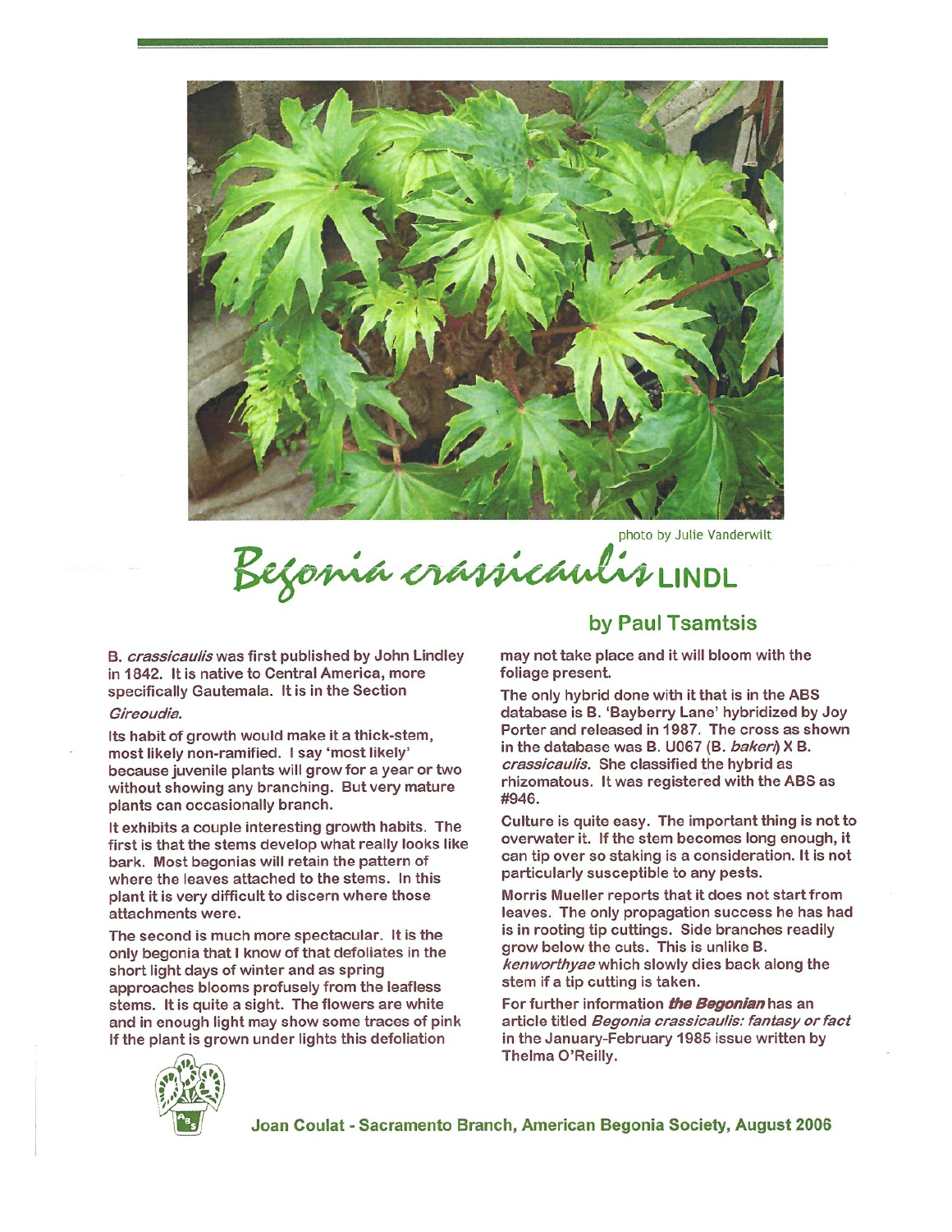photo by Julie Vanderwilt

# *Begonia crassicaulis* LINDL

## by Paul Tsamtsis

B. *crassicaulis* was first published by John Lindley in 1842. It is native to Central America, more specifically Gautemala. It is in the Section *Gireoudia.*

Its habit of growth would make it a thick-stem, most likely non-ramified. I say 'most likely' because juvenile plants will grow for a year or two without showing any branching. But very mature plants can occasionally branch.

It exhibits a couple interesting growth habits. The first is that the stems develop what really looks like bark. Most begonias will retain the pattern of where the leaves attached to the stems. In this plant it is very difficult to discern where those attachments were.

The second is much more spectacular. It is the only begonia that I know of that defoliates in the short light days of winter and as spring approaches blooms profusely from the leafless stems. It is quite a sight. The flowers are white and in enough light may show some traces of pink If the plant is grown under lights this defoliation may not take place and it will bloom with the foliage present.

The only hybrid done with it that is in the ABS database is B. 'Bayberry Lane' hybridized by Joy Porter and released in 1987. The cross as shown in the database was B. U067 (B. *bakeri*) X B. *crassicaulis*. She classified the hybrid as rhizomatous. It was registered with the ABS as #946.

Culture is quite easy. The important thing is not to overwater it. If the stem becomes long enough, it can tip over so staking is a consideration. It is not particularly susceptible to any pests.

Morris Mueller reports that it does not start from leaves. The only propagation success he has had is in rooting tip cuttings. Side branches readily grow below the cuts. This is unlike B. *kenworthyae* which slowly dies back along the stem if a tip cutting is taken.

For further information ***the Begonian*** has an article titled *Begonia crassicaulis: fantasy or fact* in the January-February 1985 issue written by Thelma O'Reilly.

**Joan Coulat - Sacramento Branch, American Begonia Society, August 2006**